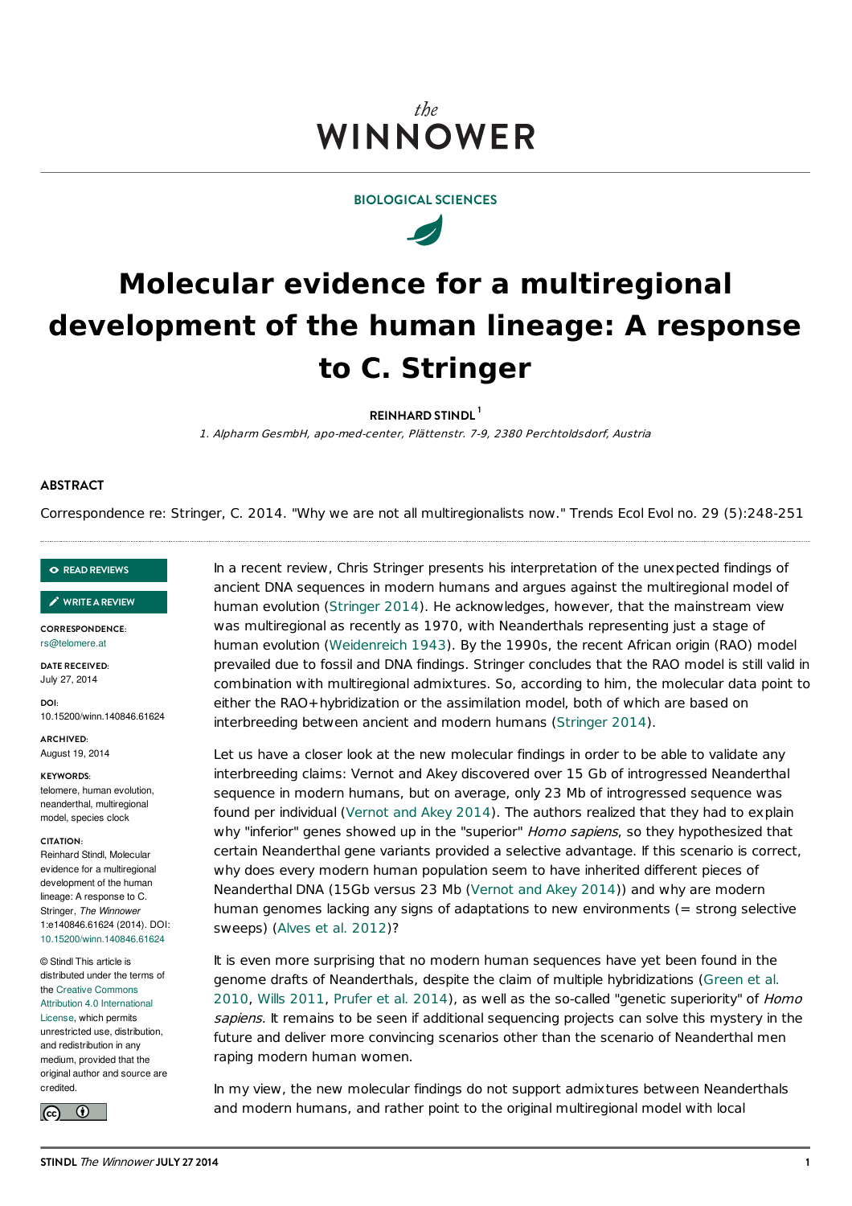the
WINNOWER

BIOLOGICAL SCIENCES

# Molecular evidence for a multiregional development of the human lineage: A response to C. Stringer

**REINHARD STINDL** [1]

*1. Alpharm GesmbH, apo-med-center, Plättenstr. 7-9, 2380 Perchtoldsdorf, Austria*

## ABSTRACT

Correspondence re: Stringer, C. 2014. "Why we are not all multiregionalists now." Trends Ecol Evol no. 29 (5):248-251

READ REVIEWS

WRITE A REVIEW

**CORRESPONDENCE:**
rs@telomere.at

**DATE RECEIVED:**
July 27, 2014

**DOI:**
10.15200/winn.140846.61624

**ARCHIVED:**
August 19, 2014

**KEYWORDS:**
telomere, human evolution, neanderthal, multiregional model, species clock

**CITATION:**
Reinhard Stindl, Molecular evidence for a multiregional development of the human lineage: A response to C. Stringer, *The Winnower* 1:e140846.61624 (2014). DOI: 10.15200/winn.140846.61624

© Stindl This article is distributed under the terms of the Creative Commons Attribution 4.0 International License, which permits unrestricted use, distribution, and redistribution in any medium, provided that the original author and source are credited.

In a recent review, Chris Stringer presents his interpretation of the unexpected findings of ancient DNA sequences in modern humans and argues against the multiregional model of human evolution (Stringer 2014). He acknowledges, however, that the mainstream view was multiregional as recently as 1970, with Neanderthals representing just a stage of human evolution (Weidenreich 1943). By the 1990s, the recent African origin (RAO) model prevailed due to fossil and DNA findings. Stringer concludes that the RAO model is still valid in combination with multiregional admixtures. So, according to him, the molecular data point to either the RAO+hybridization or the assimilation model, both of which are based on interbreeding between ancient and modern humans (Stringer 2014).

Let us have a closer look at the new molecular findings in order to be able to validate any interbreeding claims: Vernot and Akey discovered over 15 Gb of introgressed Neanderthal sequence in modern humans, but on average, only 23 Mb of introgressed sequence was found per individual (Vernot and Akey 2014). The authors realized that they had to explain why "inferior" genes showed up in the "superior" *Homo sapiens*, so they hypothesized that certain Neanderthal gene variants provided a selective advantage. If this scenario is correct, why does every modern human population seem to have inherited different pieces of Neanderthal DNA (15Gb versus 23 Mb (Vernot and Akey 2014)) and why are modern human genomes lacking any signs of adaptations to new environments (= strong selective sweeps) (Alves et al. 2012)?

It is even more surprising that no modern human sequences have yet been found in the genome drafts of Neanderthals, despite the claim of multiple hybridizations (Green et al. 2010, Wills 2011, Prufer et al. 2014), as well as the so-called "genetic superiority" of *Homo sapiens*. It remains to be seen if additional sequencing projects can solve this mystery in the future and deliver more convincing scenarios other than the scenario of Neanderthal men raping modern human women.

In my view, the new molecular findings do not support admixtures between Neanderthals and modern humans, and rather point to the original multiregional model with local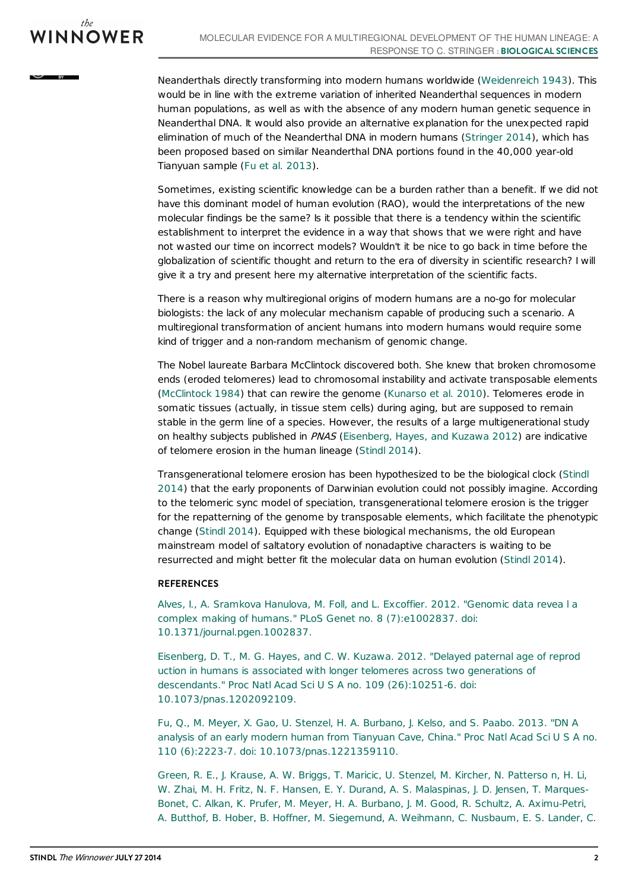Neanderthals directly transforming into modern humans worldwide (Weidenreich 1943). This would be in line with the extreme variation of inherited Neanderthal sequences in modern human populations, as well as with the absence of any modern human genetic sequence in Neanderthal DNA. It would also provide an alternative explanation for the unexpected rapid elimination of much of the Neanderthal DNA in modern humans (Stringer 2014), which has been proposed based on similar Neanderthal DNA portions found in the 40,000 year-old Tianyuan sample (Fu et al. 2013).

Sometimes, existing scientific knowledge can be a burden rather than a benefit. If we did not have this dominant model of human evolution (RAO), would the interpretations of the new molecular findings be the same? Is it possible that there is a tendency within the scientific establishment to interpret the evidence in a way that shows that we were right and have not wasted our time on incorrect models? Wouldn't it be nice to go back in time before the globalization of scientific thought and return to the era of diversity in scientific research? I will give it a try and present here my alternative interpretation of the scientific facts.

There is a reason why multiregional origins of modern humans are a no-go for molecular biologists: the lack of any molecular mechanism capable of producing such a scenario. A multiregional transformation of ancient humans into modern humans would require some kind of trigger and a non-random mechanism of genomic change.

The Nobel laureate Barbara McClintock discovered both. She knew that broken chromosome ends (eroded telomeres) lead to chromosomal instability and activate transposable elements (McClintock 1984) that can rewire the genome (Kunarso et al. 2010). Telomeres erode in somatic tissues (actually, in tissue stem cells) during aging, but are supposed to remain stable in the germ line of a species. However, the results of a large multigenerational study on healthy subjects published in *PNAS* (Eisenberg, Hayes, and Kuzawa 2012) are indicative of telomere erosion in the human lineage (Stindl 2014).

Transgenerational telomere erosion has been hypothesized to be the biological clock (Stindl 2014) that the early proponents of Darwinian evolution could not possibly imagine. According to the telomeric sync model of speciation, transgenerational telomere erosion is the trigger for the repatterning of the genome by transposable elements, which facilitate the phenotypic change (Stindl 2014). Equipped with these biological mechanisms, the old European mainstream model of saltatory evolution of nonadaptive characters is waiting to be resurrected and might better fit the molecular data on human evolution (Stindl 2014).

## REFERENCES

Alves, I., A. Sramkova Hanulova, M. Foll, and L. Excoffier. 2012. "Genomic data reveal a complex making of humans." PLoS Genet no. 8 (7):e1002837. doi: 10.1371/journal.pgen.1002837.

Eisenberg, D. T., M. G. Hayes, and C. W. Kuzawa. 2012. "Delayed paternal age of reproduction in humans is associated with longer telomeres across two generations of descendants." Proc Natl Acad Sci U S A no. 109 (26):10251-6. doi: 10.1073/pnas.1202092109.

Fu, Q., M. Meyer, X. Gao, U. Stenzel, H. A. Burbano, J. Kelso, and S. Paabo. 2013. "DNA analysis of an early modern human from Tianyuan Cave, China." Proc Natl Acad Sci U S A no. 110 (6):2223-7. doi: 10.1073/pnas.1221359110.

Green, R. E., J. Krause, A. W. Briggs, T. Maricic, U. Stenzel, M. Kircher, N. Patterson, H. Li, W. Zhai, M. H. Fritz, N. F. Hansen, E. Y. Durand, A. S. Malaspinas, J. D. Jensen, T. Marques-Bonet, C. Alkan, K. Prufer, M. Meyer, H. A. Burbano, J. M. Good, R. Schultz, A. Aximu-Petri, A. Butthof, B. Hober, B. Hoffner, M. Siegemund, A. Weihmann, C. Nusbaum, E. S. Lander, C.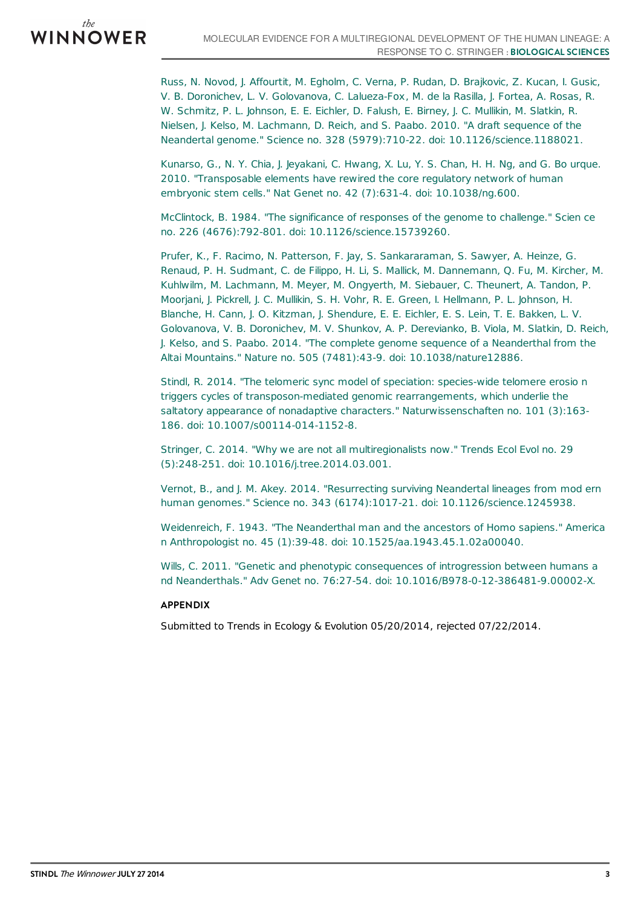Russ, N. Novod, J. Affourtit, M. Egholm, C. Verna, P. Rudan, D. Brajkovic, Z. Kucan, I. Gusic, V. B. Doronichev, L. V. Golovanova, C. Lalueza-Fox, M. de la Rasilla, J. Fortea, A. Rosas, R. W. Schmitz, P. L. Johnson, E. E. Eichler, D. Falush, E. Birney, J. C. Mullikin, M. Slatkin, R. Nielsen, J. Kelso, M. Lachmann, D. Reich, and S. Paabo. 2010. "A draft sequence of the Neandertal genome." Science no. 328 (5979):710-22. doi: 10.1126/science.1188021.

Kunarso, G., N. Y. Chia, J. Jeyakani, C. Hwang, X. Lu, Y. S. Chan, H. H. Ng, and G. Bo urque. 2010. "Transposable elements have rewired the core regulatory network of human embryonic stem cells." Nat Genet no. 42 (7):631-4. doi: 10.1038/ng.600.

McClintock, B. 1984. "The significance of responses of the genome to challenge." Scien ce no. 226 (4676):792-801. doi: 10.1126/science.15739260.

Prufer, K., F. Racimo, N. Patterson, F. Jay, S. Sankararaman, S. Sawyer, A. Heinze, G. Renaud, P. H. Sudmant, C. de Filippo, H. Li, S. Mallick, M. Dannemann, Q. Fu, M. Kircher, M. Kuhlwilm, M. Lachmann, M. Meyer, M. Ongyerth, M. Siebauer, C. Theunert, A. Tandon, P. Moorjani, J. Pickrell, J. C. Mullikin, S. H. Vohr, R. E. Green, I. Hellmann, P. L. Johnson, H. Blanche, H. Cann, J. O. Kitzman, J. Shendure, E. E. Eichler, E. S. Lein, T. E. Bakken, L. V. Golovanova, V. B. Doronichev, M. V. Shunkov, A. P. Derevianko, B. Viola, M. Slatkin, D. Reich, J. Kelso, and S. Paabo. 2014. "The complete genome sequence of a Neanderthal from the Altai Mountains." Nature no. 505 (7481):43-9. doi: 10.1038/nature12886.

Stindl, R. 2014. "The telomeric sync model of speciation: species-wide telomere erosio n triggers cycles of transposon-mediated genomic rearrangements, which underlie the saltatory appearance of nonadaptive characters." Naturwissenschaften no. 101 (3):163-186. doi: 10.1007/s00114-014-1152-8.

Stringer, C. 2014. "Why we are not all multiregionalists now." Trends Ecol Evol no. 29 (5):248-251. doi: 10.1016/j.tree.2014.03.001.

Vernot, B., and J. M. Akey. 2014. "Resurrecting surviving Neandertal lineages from mod ern human genomes." Science no. 343 (6174):1017-21. doi: 10.1126/science.1245938.

Weidenreich, F. 1943. "The Neanderthal man and the ancestors of Homo sapiens." America n Anthropologist no. 45 (1):39-48. doi: 10.1525/aa.1943.45.1.02a00040.

Wills, C. 2011. "Genetic and phenotypic consequences of introgression between humans a nd Neanderthals." Adv Genet no. 76:27-54. doi: 10.1016/B978-0-12-386481-9.00002-X.

## APPENDIX

Submitted to Trends in Ecology & Evolution 05/20/2014, rejected 07/22/2014.